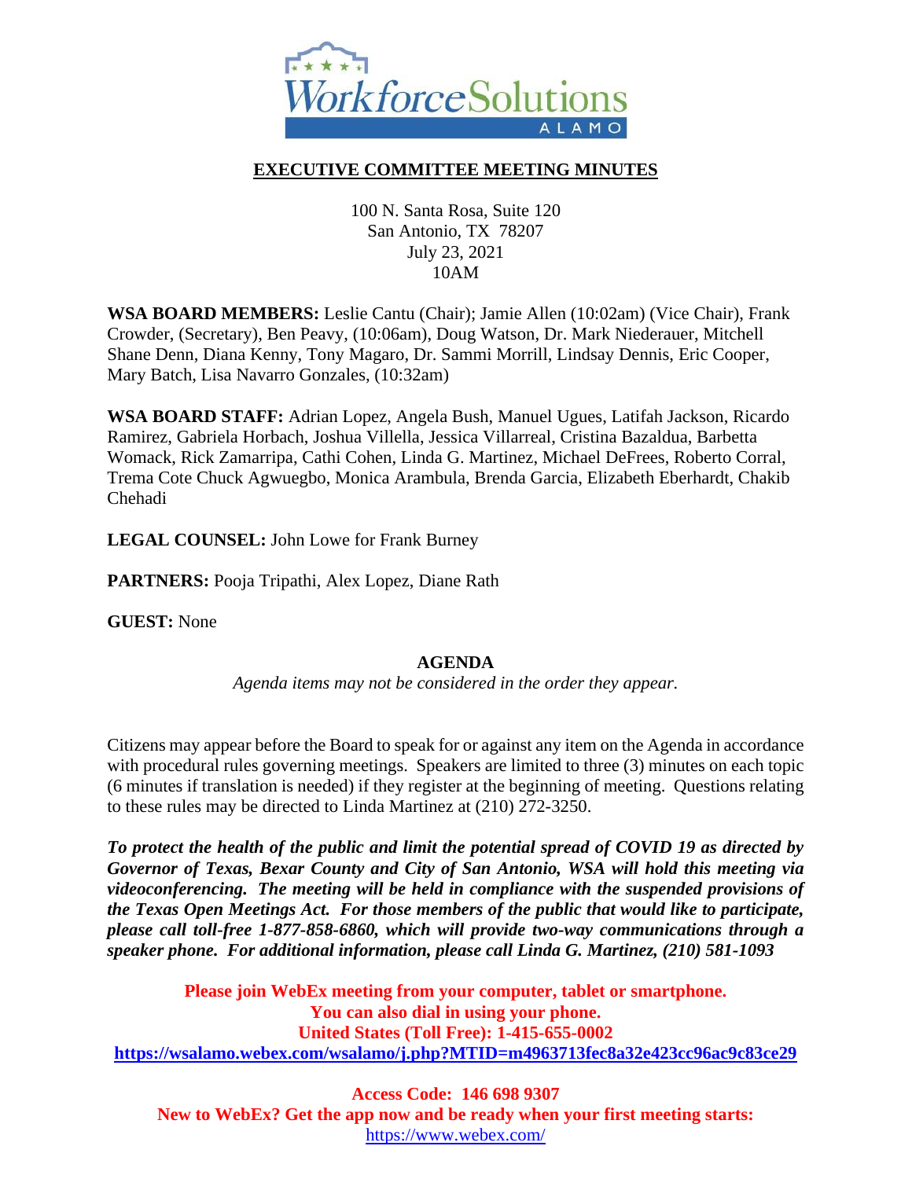# EXECUTIVE COMMITTEE MEETING MINUTES

100 N. Santa Rosa, Suite 120
San Antonio, TX 78207
July 23, 2021
10AM

**WSA BOARD MEMBERS:** Leslie Cantu (Chair); Jamie Allen (10:02am) (Vice Chair), Frank Crowder, (Secretary), Ben Peavy, (10:06am), Doug Watson, Dr. Mark Niederauer, Mitchell Shane Denn, Diana Kenny, Tony Magaro, Dr. Sammi Morrill, Lindsay Dennis, Eric Cooper, Mary Batch, Lisa Navarro Gonzales, (10:32am)

**WSA BOARD STAFF:** Adrian Lopez, Angela Bush, Manuel Ugues, Latifah Jackson, Ricardo Ramirez, Gabriela Horbach, Joshua Villella, Jessica Villarreal, Cristina Bazaldua, Barbetta Womack, Rick Zamarripa, Cathi Cohen, Linda G. Martinez, Michael DeFrees, Roberto Corral, Trema Cote Chuck Agwuegbo, Monica Arambula, Brenda Garcia, Elizabeth Eberhardt, Chakib Chehadi

**LEGAL COUNSEL:** John Lowe for Frank Burney

**PARTNERS:** Pooja Tripathi, Alex Lopez, Diane Rath

**GUEST:** None

## AGENDA

*Agenda items may not be considered in the order they appear.*

Citizens may appear before the Board to speak for or against any item on the Agenda in accordance with procedural rules governing meetings. Speakers are limited to three (3) minutes on each topic (6 minutes if translation is needed) if they register at the beginning of meeting. Questions relating to these rules may be directed to Linda Martinez at (210) 272-3250.

***To protect the health of the public and limit the potential spread of COVID 19 as directed by Governor of Texas, Bexar County and City of San Antonio, WSA will hold this meeting via videoconferencing. The meeting will be held in compliance with the suspended provisions of the Texas Open Meetings Act. For those members of the public that would like to participate, please call toll-free 1-877-858-6860, which will provide two-way communications through a speaker phone. For additional information, please call Linda G. Martinez, (210) 581-1093***

**Please join WebEx meeting from your computer, tablet or smartphone.**
**You can also dial in using your phone.**
**United States (Toll Free): 1-415-655-0002**
**https://wsalamo.webex.com/wsalamo/j.php?MTID=m4963713fec8a32e423cc96ac9c83ce29**

**Access Code: 146 698 9307**
**New to WebEx? Get the app now and be ready when your first meeting starts:**
https://www.webex.com/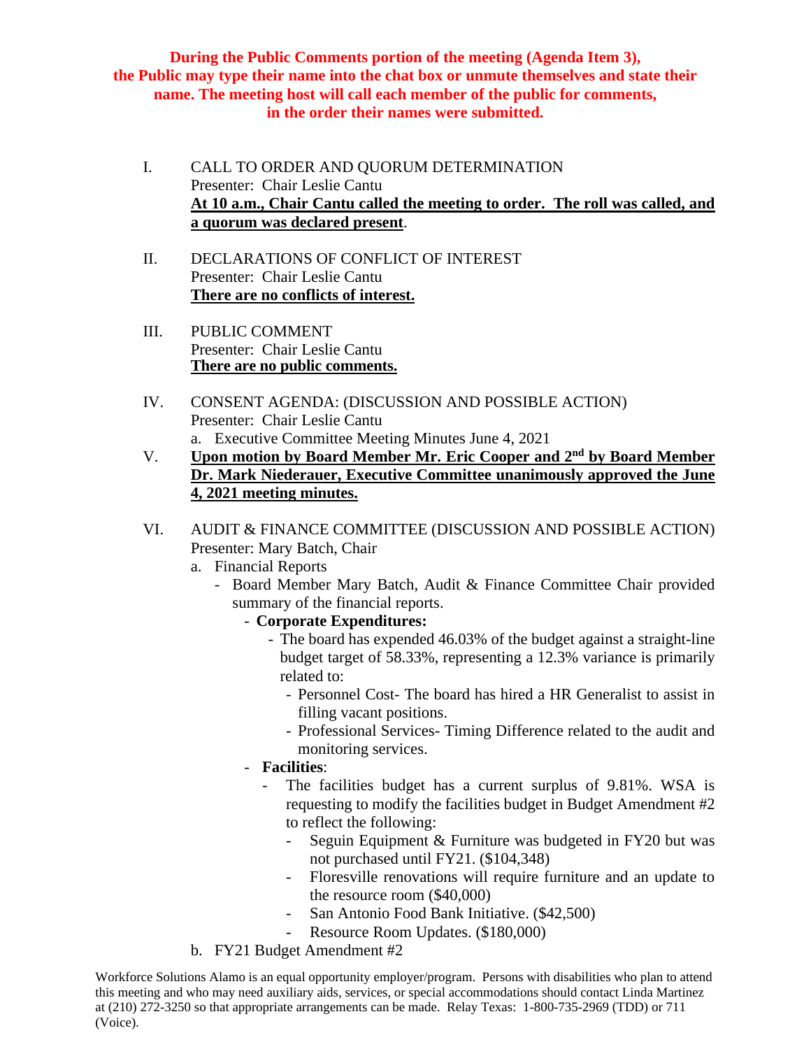**During the Public Comments portion of the meeting (Agenda Item 3), the Public may type their name into the chat box or unmute themselves and state their name. The meeting host will call each member of the public for comments, in the order their names were submitted.**

I. CALL TO ORDER AND QUORUM DETERMINATION
Presenter: Chair Leslie Cantu
**At 10 a.m., Chair Cantu called the meeting to order. The roll was called, and a quorum was declared present**.

II. DECLARATIONS OF CONFLICT OF INTEREST
Presenter: Chair Leslie Cantu
**There are no conflicts of interest.**

III. PUBLIC COMMENT
Presenter: Chair Leslie Cantu
**There are no public comments.**

IV. CONSENT AGENDA: (DISCUSSION AND POSSIBLE ACTION)
Presenter: Chair Leslie Cantu
a. Executive Committee Meeting Minutes June 4, 2021

V. **Upon motion by Board Member Mr. Eric Cooper and 2nd by Board Member Dr. Mark Niederauer, Executive Committee unanimously approved the June 4, 2021 meeting minutes.**

VI. AUDIT & FINANCE COMMITTEE (DISCUSSION AND POSSIBLE ACTION)
Presenter: Mary Batch, Chair

a. Financial Reports
- Board Member Mary Batch, Audit & Finance Committee Chair provided summary of the financial reports.
  - **Corporate Expenditures:**
    - The board has expended 46.03% of the budget against a straight-line budget target of 58.33%, representing a 12.3% variance is primarily related to:
      - Personnel Cost- The board has hired a HR Generalist to assist in filling vacant positions.
      - Professional Services- Timing Difference related to the audit and monitoring services.
  - **Facilities**:
    - The facilities budget has a current surplus of 9.81%. WSA is requesting to modify the facilities budget in Budget Amendment #2 to reflect the following:
      - Seguin Equipment & Furniture was budgeted in FY20 but was not purchased until FY21. ($104,348)
      - Floresville renovations will require furniture and an update to the resource room ($40,000)
      - San Antonio Food Bank Initiative. ($42,500)
      - Resource Room Updates. ($180,000)

b. FY21 Budget Amendment #2

Workforce Solutions Alamo is an equal opportunity employer/program. Persons with disabilities who plan to attend this meeting and who may need auxiliary aids, services, or special accommodations should contact Linda Martinez at (210) 272-3250 so that appropriate arrangements can be made. Relay Texas: 1-800-735-2969 (TDD) or 711 (Voice).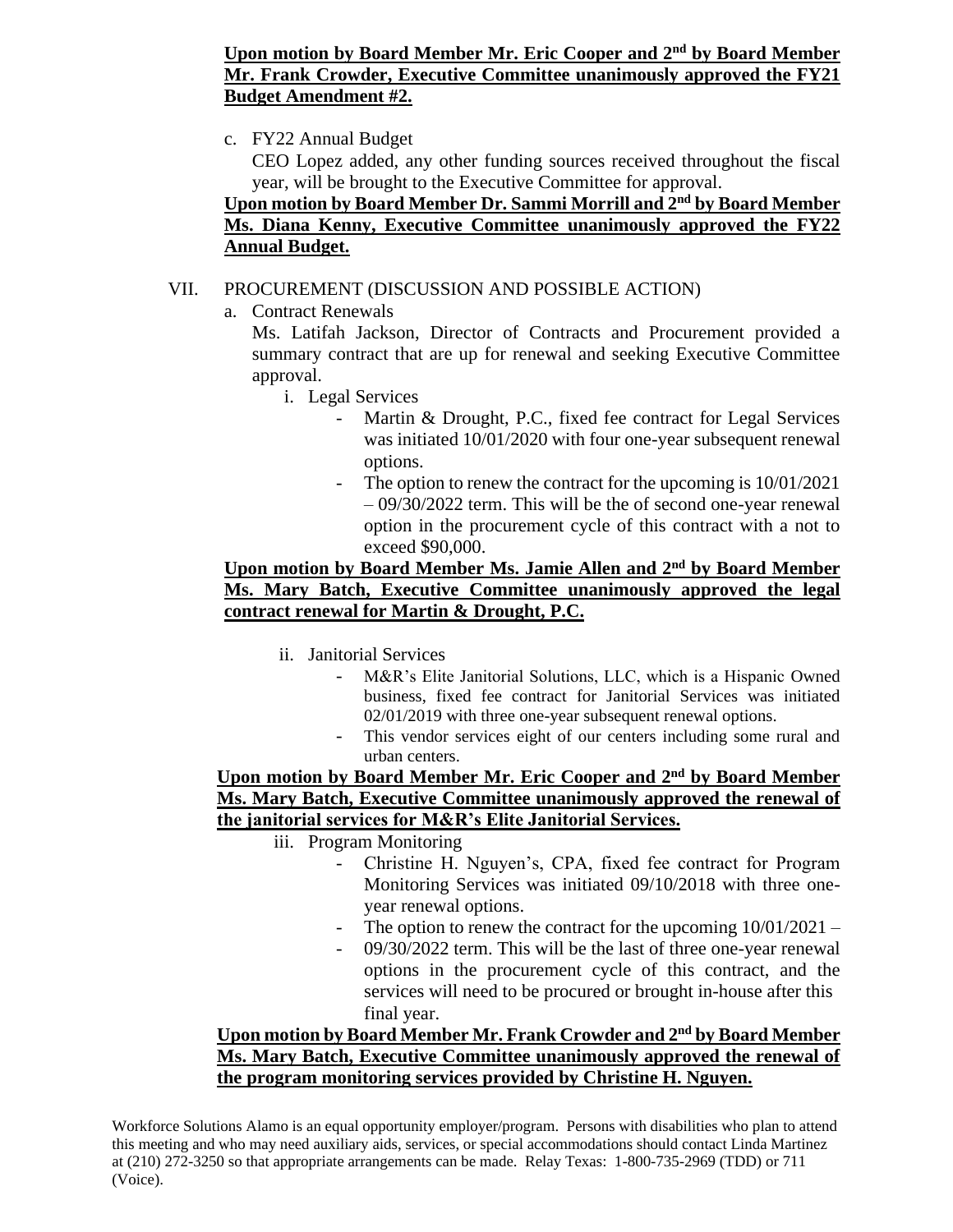**Upon motion by Board Member Mr. Eric Cooper and 2nd by Board Member Mr. Frank Crowder, Executive Committee unanimously approved the FY21 Budget Amendment #2.**

c. FY22 Annual Budget

CEO Lopez added, any other funding sources received throughout the fiscal year, will be brought to the Executive Committee for approval.

**Upon motion by Board Member Dr. Sammi Morrill and 2nd by Board Member Ms. Diana Kenny, Executive Committee unanimously approved the FY22 Annual Budget.**

VII. PROCUREMENT (DISCUSSION AND POSSIBLE ACTION)

a. Contract Renewals

Ms. Latifah Jackson, Director of Contracts and Procurement provided a summary contract that are up for renewal and seeking Executive Committee approval.

i. Legal Services

- Martin & Drought, P.C., fixed fee contract for Legal Services was initiated 10/01/2020 with four one-year subsequent renewal options.
- The option to renew the contract for the upcoming is 10/01/2021 – 09/30/2022 term. This will be the of second one-year renewal option in the procurement cycle of this contract with a not to exceed $90,000.

**Upon motion by Board Member Ms. Jamie Allen and 2nd by Board Member Ms. Mary Batch, Executive Committee unanimously approved the legal contract renewal for Martin & Drought, P.C.**

ii. Janitorial Services

- M&R's Elite Janitorial Solutions, LLC, which is a Hispanic Owned business, fixed fee contract for Janitorial Services was initiated 02/01/2019 with three one-year subsequent renewal options.
- This vendor services eight of our centers including some rural and urban centers.

**Upon motion by Board Member Mr. Eric Cooper and 2nd by Board Member Ms. Mary Batch, Executive Committee unanimously approved the renewal of the janitorial services for M&R's Elite Janitorial Services.**

iii. Program Monitoring

- Christine H. Nguyen's, CPA, fixed fee contract for Program Monitoring Services was initiated 09/10/2018 with three one-year renewal options.
- The option to renew the contract for the upcoming 10/01/2021 –
- 09/30/2022 term. This will be the last of three one-year renewal options in the procurement cycle of this contract, and the services will need to be procured or brought in-house after this final year.

**Upon motion by Board Member Mr. Frank Crowder and 2nd by Board Member Ms. Mary Batch, Executive Committee unanimously approved the renewal of the program monitoring services provided by Christine H. Nguyen.**

Workforce Solutions Alamo is an equal opportunity employer/program. Persons with disabilities who plan to attend this meeting and who may need auxiliary aids, services, or special accommodations should contact Linda Martinez at (210) 272-3250 so that appropriate arrangements can be made. Relay Texas: 1-800-735-2969 (TDD) or 711 (Voice).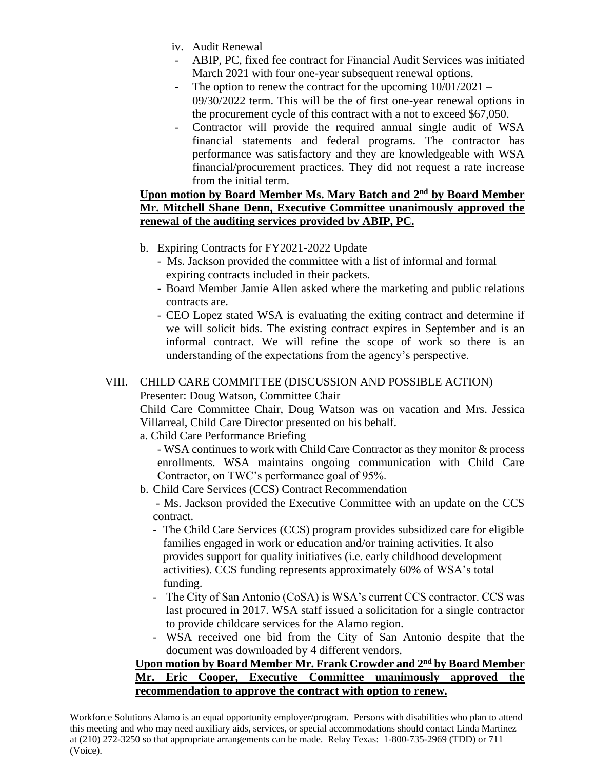iv. Audit Renewal

- ABIP, PC, fixed fee contract for Financial Audit Services was initiated March 2021 with four one-year subsequent renewal options.
- The option to renew the contract for the upcoming 10/01/2021 – 09/30/2022 term. This will be the of first one-year renewal options in the procurement cycle of this contract with a not to exceed $67,050.
- Contractor will provide the required annual single audit of WSA financial statements and federal programs. The contractor has performance was satisfactory and they are knowledgeable with WSA financial/procurement practices. They did not request a rate increase from the initial term.

**Upon motion by Board Member Ms. Mary Batch and 2nd by Board Member Mr. Mitchell Shane Denn, Executive Committee unanimously approved the renewal of the auditing services provided by ABIP, PC.**

b. Expiring Contracts for FY2021-2022 Update

- Ms. Jackson provided the committee with a list of informal and formal expiring contracts included in their packets.
- Board Member Jamie Allen asked where the marketing and public relations contracts are.
- CEO Lopez stated WSA is evaluating the exiting contract and determine if we will solicit bids. The existing contract expires in September and is an informal contract. We will refine the scope of work so there is an understanding of the expectations from the agency's perspective.

VIII. CHILD CARE COMMITTEE (DISCUSSION AND POSSIBLE ACTION)

Presenter: Doug Watson, Committee Chair

Child Care Committee Chair, Doug Watson was on vacation and Mrs. Jessica Villarreal, Child Care Director presented on his behalf.

a. Child Care Performance Briefing

- WSA continues to work with Child Care Contractor as they monitor & process enrollments. WSA maintains ongoing communication with Child Care Contractor, on TWC's performance goal of 95%.

b. Child Care Services (CCS) Contract Recommendation

- Ms. Jackson provided the Executive Committee with an update on the CCS contract.
- The Child Care Services (CCS) program provides subsidized care for eligible families engaged in work or education and/or training activities. It also provides support for quality initiatives (i.e. early childhood development activities). CCS funding represents approximately 60% of WSA's total funding.
- The City of San Antonio (CoSA) is WSA's current CCS contractor. CCS was last procured in 2017. WSA staff issued a solicitation for a single contractor to provide childcare services for the Alamo region.
- WSA received one bid from the City of San Antonio despite that the document was downloaded by 4 different vendors.

**Upon motion by Board Member Mr. Frank Crowder and 2nd by Board Member Mr. Eric Cooper, Executive Committee unanimously approved the recommendation to approve the contract with option to renew.**

Workforce Solutions Alamo is an equal opportunity employer/program. Persons with disabilities who plan to attend this meeting and who may need auxiliary aids, services, or special accommodations should contact Linda Martinez at (210) 272-3250 so that appropriate arrangements can be made. Relay Texas: 1-800-735-2969 (TDD) or 711 (Voice).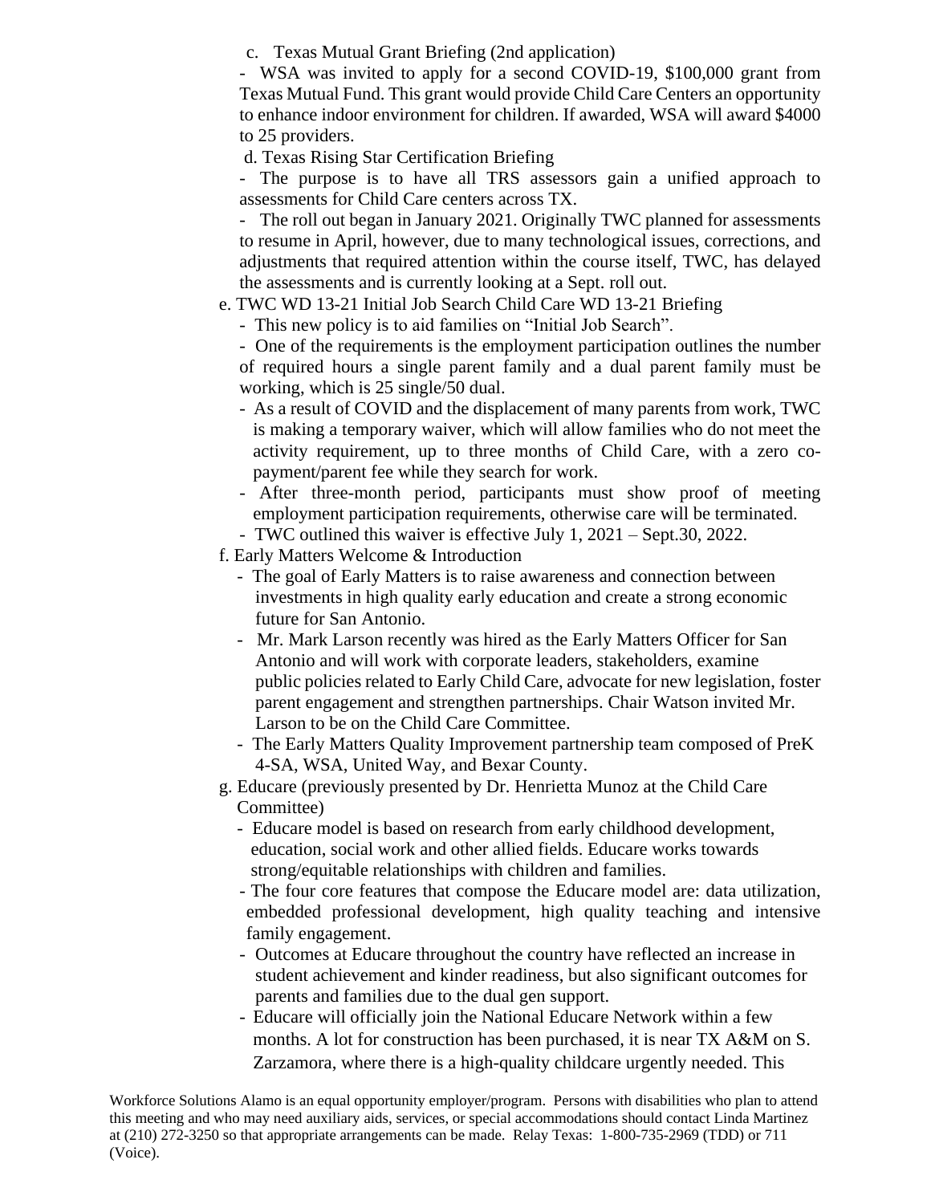c. Texas Mutual Grant Briefing (2nd application)

- WSA was invited to apply for a second COVID-19, $100,000 grant from Texas Mutual Fund. This grant would provide Child Care Centers an opportunity to enhance indoor environment for children. If awarded, WSA will award $4000 to 25 providers.

d. Texas Rising Star Certification Briefing

- The purpose is to have all TRS assessors gain a unified approach to assessments for Child Care centers across TX.
- The roll out began in January 2021. Originally TWC planned for assessments to resume in April, however, due to many technological issues, corrections, and adjustments that required attention within the course itself, TWC, has delayed the assessments and is currently looking at a Sept. roll out.

e. TWC WD 13-21 Initial Job Search Child Care WD 13-21 Briefing

- This new policy is to aid families on "Initial Job Search".
- One of the requirements is the employment participation outlines the number of required hours a single parent family and a dual parent family must be working, which is 25 single/50 dual.
- As a result of COVID and the displacement of many parents from work, TWC is making a temporary waiver, which will allow families who do not meet the activity requirement, up to three months of Child Care, with a zero co-payment/parent fee while they search for work.
- After three-month period, participants must show proof of meeting employment participation requirements, otherwise care will be terminated.
- TWC outlined this waiver is effective July 1, 2021 – Sept.30, 2022.

f. Early Matters Welcome & Introduction

- The goal of Early Matters is to raise awareness and connection between investments in high quality early education and create a strong economic future for San Antonio.
- Mr. Mark Larson recently was hired as the Early Matters Officer for San Antonio and will work with corporate leaders, stakeholders, examine public policies related to Early Child Care, advocate for new legislation, foster parent engagement and strengthen partnerships. Chair Watson invited Mr. Larson to be on the Child Care Committee.
- The Early Matters Quality Improvement partnership team composed of PreK 4-SA, WSA, United Way, and Bexar County.

g. Educare (previously presented by Dr. Henrietta Munoz at the Child Care Committee)

- Educare model is based on research from early childhood development, education, social work and other allied fields. Educare works towards strong/equitable relationships with children and families.
- The four core features that compose the Educare model are: data utilization, embedded professional development, high quality teaching and intensive family engagement.
- Outcomes at Educare throughout the country have reflected an increase in student achievement and kinder readiness, but also significant outcomes for parents and families due to the dual gen support.
- Educare will officially join the National Educare Network within a few months. A lot for construction has been purchased, it is near TX A&M on S. Zarzamora, where there is a high-quality childcare urgently needed. This

Workforce Solutions Alamo is an equal opportunity employer/program. Persons with disabilities who plan to attend this meeting and who may need auxiliary aids, services, or special accommodations should contact Linda Martinez at (210) 272-3250 so that appropriate arrangements can be made. Relay Texas: 1-800-735-2969 (TDD) or 711 (Voice).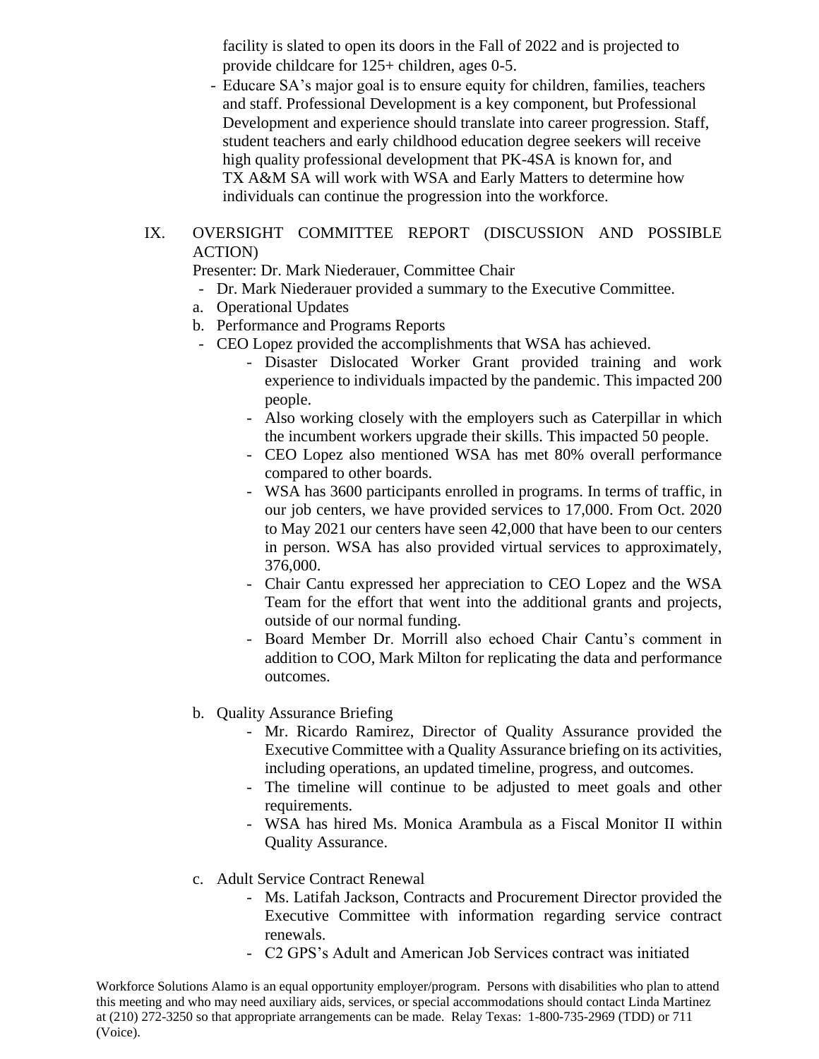facility is slated to open its doors in the Fall of 2022 and is projected to provide childcare for 125+ children, ages 0-5.

- Educare SA's major goal is to ensure equity for children, families, teachers and staff. Professional Development is a key component, but Professional Development and experience should translate into career progression. Staff, student teachers and early childhood education degree seekers will receive high quality professional development that PK-4SA is known for, and TX A&M SA will work with WSA and Early Matters to determine how individuals can continue the progression into the workforce.

IX. OVERSIGHT COMMITTEE REPORT (DISCUSSION AND POSSIBLE ACTION)

Presenter: Dr. Mark Niederauer, Committee Chair

- Dr. Mark Niederauer provided a summary to the Executive Committee.

a. Operational Updates

b. Performance and Programs Reports

- CEO Lopez provided the accomplishments that WSA has achieved.
    - Disaster Dislocated Worker Grant provided training and work experience to individuals impacted by the pandemic. This impacted 200 people.
    - Also working closely with the employers such as Caterpillar in which the incumbent workers upgrade their skills. This impacted 50 people.
    - CEO Lopez also mentioned WSA has met 80% overall performance compared to other boards.
    - WSA has 3600 participants enrolled in programs. In terms of traffic, in our job centers, we have provided services to 17,000. From Oct. 2020 to May 2021 our centers have seen 42,000 that have been to our centers in person. WSA has also provided virtual services to approximately, 376,000.
    - Chair Cantu expressed her appreciation to CEO Lopez and the WSA Team for the effort that went into the additional grants and projects, outside of our normal funding.
    - Board Member Dr. Morrill also echoed Chair Cantu's comment in addition to COO, Mark Milton for replicating the data and performance outcomes.

b. Quality Assurance Briefing

- Mr. Ricardo Ramirez, Director of Quality Assurance provided the Executive Committee with a Quality Assurance briefing on its activities, including operations, an updated timeline, progress, and outcomes.
- The timeline will continue to be adjusted to meet goals and other requirements.
- WSA has hired Ms. Monica Arambula as a Fiscal Monitor II within Quality Assurance.

c. Adult Service Contract Renewal

- Ms. Latifah Jackson, Contracts and Procurement Director provided the Executive Committee with information regarding service contract renewals.
- C2 GPS's Adult and American Job Services contract was initiated

Workforce Solutions Alamo is an equal opportunity employer/program. Persons with disabilities who plan to attend this meeting and who may need auxiliary aids, services, or special accommodations should contact Linda Martinez at (210) 272-3250 so that appropriate arrangements can be made. Relay Texas: 1-800-735-2969 (TDD) or 711 (Voice).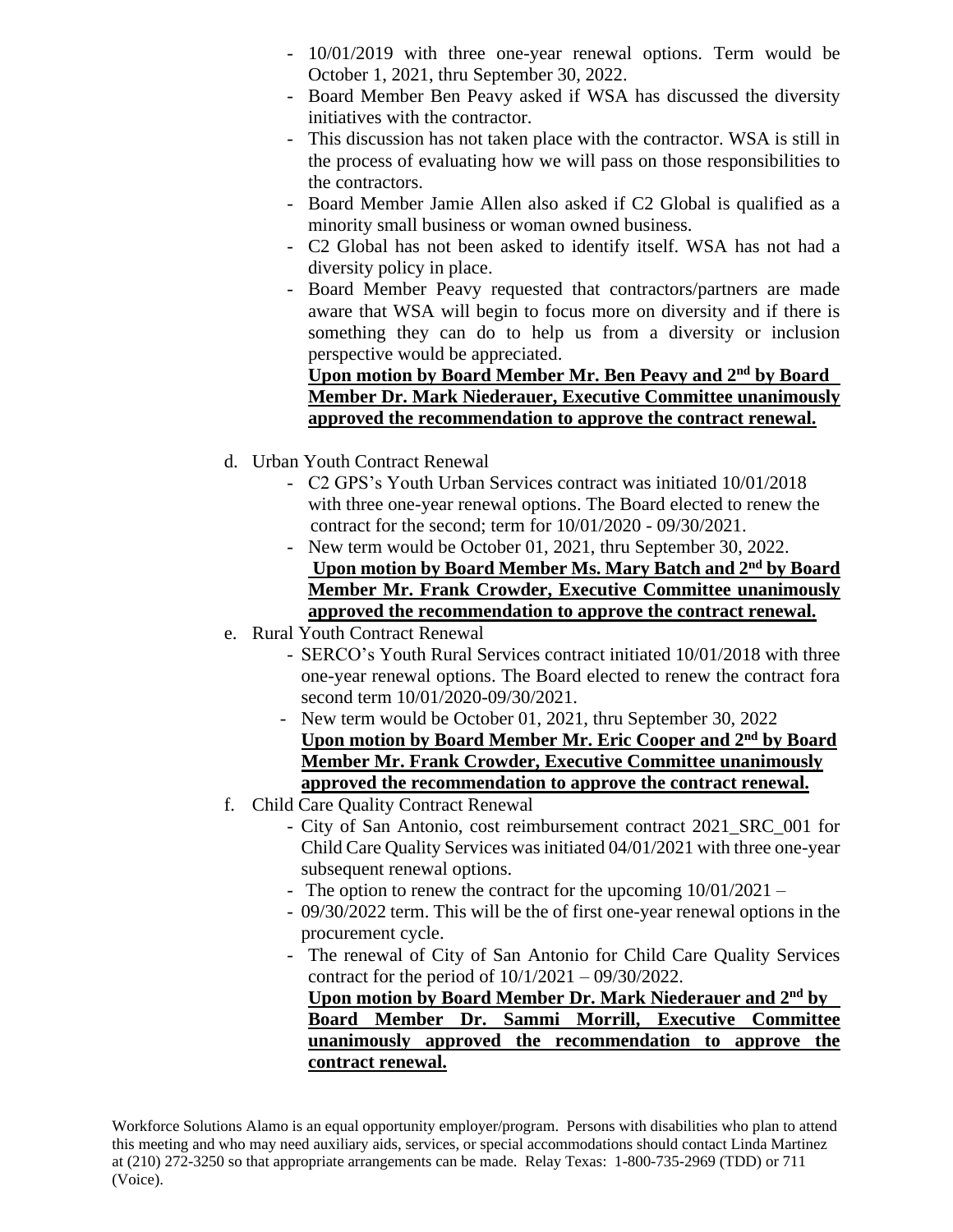- 10/01/2019 with three one-year renewal options. Term would be October 1, 2021, thru September 30, 2022.
- Board Member Ben Peavy asked if WSA has discussed the diversity initiatives with the contractor.
- This discussion has not taken place with the contractor. WSA is still in the process of evaluating how we will pass on those responsibilities to the contractors.
- Board Member Jamie Allen also asked if C2 Global is qualified as a minority small business or woman owned business.
- C2 Global has not been asked to identify itself. WSA has not had a diversity policy in place.
- Board Member Peavy requested that contractors/partners are made aware that WSA will begin to focus more on diversity and if there is something they can do to help us from a diversity or inclusion perspective would be appreciated.

  **Upon motion by Board Member Mr. Ben Peavy and 2nd by Board Member Dr. Mark Niederauer, Executive Committee unanimously approved the recommendation to approve the contract renewal.**

d. Urban Youth Contract Renewal
   - C2 GPS's Youth Urban Services contract was initiated 10/01/2018 with three one-year renewal options. The Board elected to renew the contract for the second; term for 10/01/2020 - 09/30/2021.
   - New term would be October 01, 2021, thru September 30, 2022.

     **Upon motion by Board Member Ms. Mary Batch and 2nd by Board Member Mr. Frank Crowder, Executive Committee unanimously approved the recommendation to approve the contract renewal.**

e. Rural Youth Contract Renewal
   - SERCO's Youth Rural Services contract initiated 10/01/2018 with three one-year renewal options. The Board elected to renew the contract fora second term 10/01/2020-09/30/2021.
   - New term would be October 01, 2021, thru September 30, 2022

     **Upon motion by Board Member Mr. Eric Cooper and 2nd by Board Member Mr. Frank Crowder, Executive Committee unanimously approved the recommendation to approve the contract renewal.**

f. Child Care Quality Contract Renewal
   - City of San Antonio, cost reimbursement contract 2021_SRC_001 for Child Care Quality Services was initiated 04/01/2021 with three one-year subsequent renewal options.
   - The option to renew the contract for the upcoming 10/01/2021 –
   - 09/30/2022 term. This will be the of first one-year renewal options in the procurement cycle.
   - The renewal of City of San Antonio for Child Care Quality Services contract for the period of 10/1/2021 – 09/30/2022.

     **Upon motion by Board Member Dr. Mark Niederauer and 2nd by Board Member Dr. Sammi Morrill, Executive Committee unanimously approved the recommendation to approve the contract renewal.**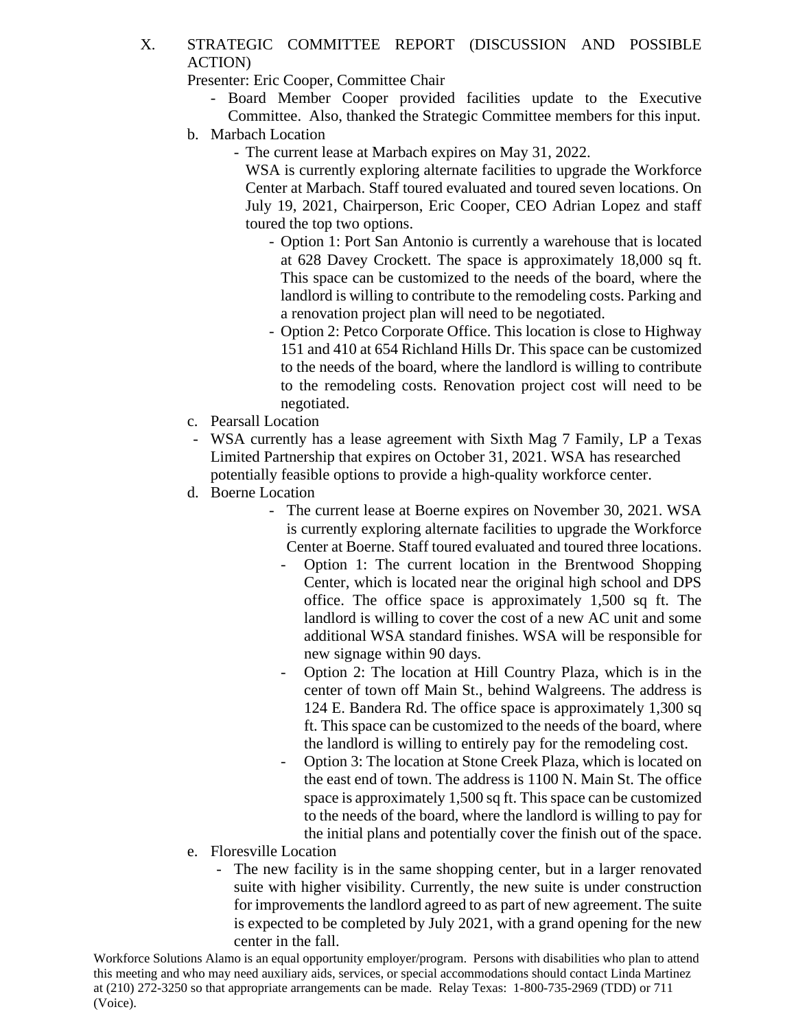X. STRATEGIC COMMITTEE REPORT (DISCUSSION AND POSSIBLE ACTION)

Presenter: Eric Cooper, Committee Chair

- Board Member Cooper provided facilities update to the Executive Committee. Also, thanked the Strategic Committee members for this input.

b. Marbach Location

- The current lease at Marbach expires on May 31, 2022.

  WSA is currently exploring alternate facilities to upgrade the Workforce Center at Marbach. Staff toured evaluated and toured seven locations. On July 19, 2021, Chairperson, Eric Cooper, CEO Adrian Lopez and staff toured the top two options.

  - Option 1: Port San Antonio is currently a warehouse that is located at 628 Davey Crockett. The space is approximately 18,000 sq ft. This space can be customized to the needs of the board, where the landlord is willing to contribute to the remodeling costs. Parking and a renovation project plan will need to be negotiated.
  - Option 2: Petco Corporate Office. This location is close to Highway 151 and 410 at 654 Richland Hills Dr. This space can be customized to the needs of the board, where the landlord is willing to contribute to the remodeling costs. Renovation project cost will need to be negotiated.

c. Pearsall Location

- WSA currently has a lease agreement with Sixth Mag 7 Family, LP a Texas Limited Partnership that expires on October 31, 2021. WSA has researched potentially feasible options to provide a high-quality workforce center.

d. Boerne Location

- The current lease at Boerne expires on November 30, 2021. WSA is currently exploring alternate facilities to upgrade the Workforce Center at Boerne. Staff toured evaluated and toured three locations.
  - Option 1: The current location in the Brentwood Shopping Center, which is located near the original high school and DPS office. The office space is approximately 1,500 sq ft. The landlord is willing to cover the cost of a new AC unit and some additional WSA standard finishes. WSA will be responsible for new signage within 90 days.
  - Option 2: The location at Hill Country Plaza, which is in the center of town off Main St., behind Walgreens. The address is 124 E. Bandera Rd. The office space is approximately 1,300 sq ft. This space can be customized to the needs of the board, where the landlord is willing to entirely pay for the remodeling cost.
  - Option 3: The location at Stone Creek Plaza, which is located on the east end of town. The address is 1100 N. Main St. The office space is approximately 1,500 sq ft. This space can be customized to the needs of the board, where the landlord is willing to pay for the initial plans and potentially cover the finish out of the space.

e. Floresville Location

- The new facility is in the same shopping center, but in a larger renovated suite with higher visibility. Currently, the new suite is under construction for improvements the landlord agreed to as part of new agreement. The suite is expected to be completed by July 2021, with a grand opening for the new center in the fall.

Workforce Solutions Alamo is an equal opportunity employer/program. Persons with disabilities who plan to attend this meeting and who may need auxiliary aids, services, or special accommodations should contact Linda Martinez at (210) 272-3250 so that appropriate arrangements can be made. Relay Texas: 1-800-735-2969 (TDD) or 711 (Voice).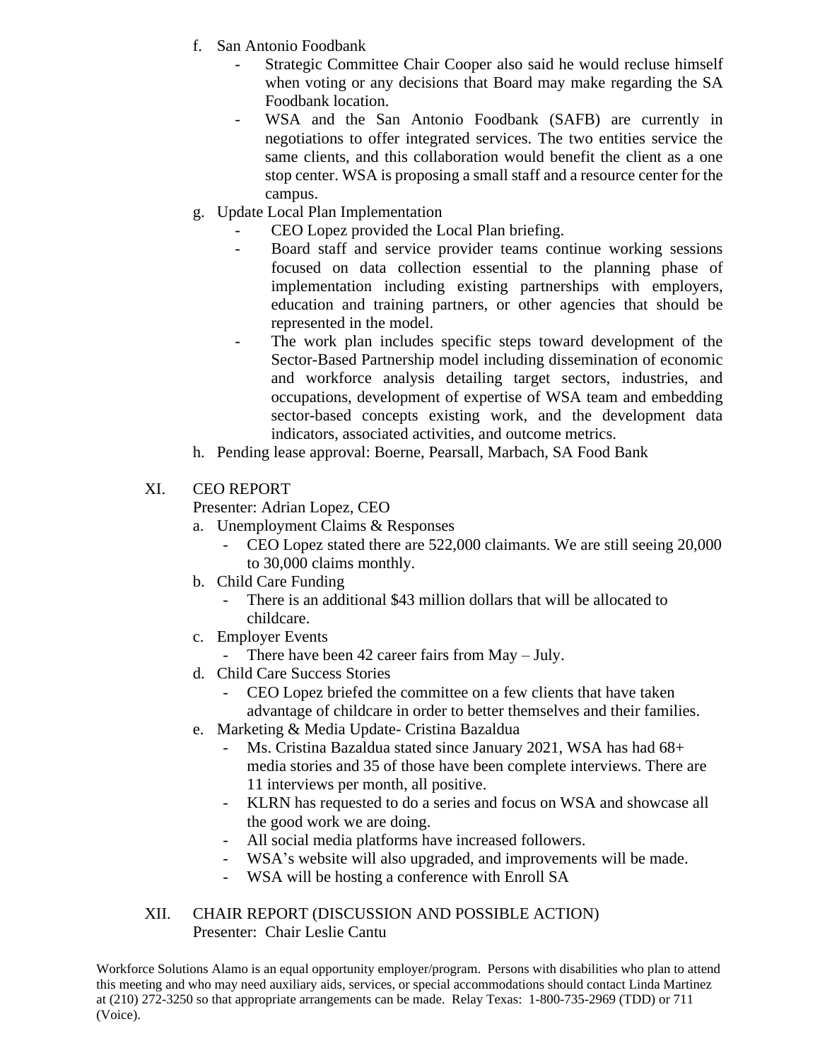f. San Antonio Foodbank
   - Strategic Committee Chair Cooper also said he would recluse himself when voting or any decisions that Board may make regarding the SA Foodbank location.
   - WSA and the San Antonio Foodbank (SAFB) are currently in negotiations to offer integrated services. The two entities service the same clients, and this collaboration would benefit the client as a one stop center. WSA is proposing a small staff and a resource center for the campus.

g. Update Local Plan Implementation
   - CEO Lopez provided the Local Plan briefing.
   - Board staff and service provider teams continue working sessions focused on data collection essential to the planning phase of implementation including existing partnerships with employers, education and training partners, or other agencies that should be represented in the model.
   - The work plan includes specific steps toward development of the Sector-Based Partnership model including dissemination of economic and workforce analysis detailing target sectors, industries, and occupations, development of expertise of WSA team and embedding sector-based concepts existing work, and the development data indicators, associated activities, and outcome metrics.

h. Pending lease approval: Boerne, Pearsall, Marbach, SA Food Bank

XI. CEO REPORT

Presenter: Adrian Lopez, CEO

a. Unemployment Claims & Responses
   - CEO Lopez stated there are 522,000 claimants. We are still seeing 20,000 to 30,000 claims monthly.

b. Child Care Funding
   - There is an additional $43 million dollars that will be allocated to childcare.

c. Employer Events
   - There have been 42 career fairs from May – July.

d. Child Care Success Stories
   - CEO Lopez briefed the committee on a few clients that have taken advantage of childcare in order to better themselves and their families.

e. Marketing & Media Update- Cristina Bazaldua
   - Ms. Cristina Bazaldua stated since January 2021, WSA has had 68+ media stories and 35 of those have been complete interviews. There are 11 interviews per month, all positive.
   - KLRN has requested to do a series and focus on WSA and showcase all the good work we are doing.
   - All social media platforms have increased followers.
   - WSA's website will also upgraded, and improvements will be made.
   - WSA will be hosting a conference with Enroll SA

XII. CHAIR REPORT (DISCUSSION AND POSSIBLE ACTION)

Presenter: Chair Leslie Cantu

Workforce Solutions Alamo is an equal opportunity employer/program. Persons with disabilities who plan to attend this meeting and who may need auxiliary aids, services, or special accommodations should contact Linda Martinez at (210) 272-3250 so that appropriate arrangements can be made. Relay Texas: 1-800-735-2969 (TDD) or 711 (Voice).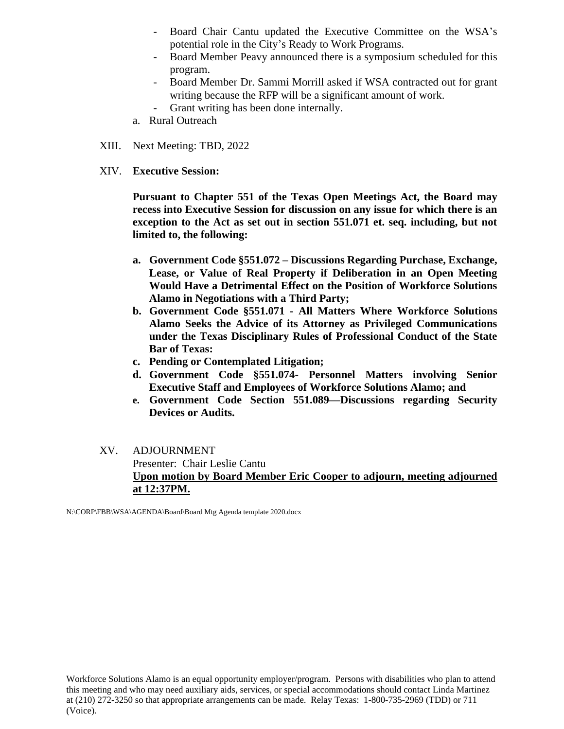- Board Chair Cantu updated the Executive Committee on the WSA's potential role in the City's Ready to Work Programs.
- Board Member Peavy announced there is a symposium scheduled for this program.
- Board Member Dr. Sammi Morrill asked if WSA contracted out for grant writing because the RFP will be a significant amount of work.
- Grant writing has been done internally.

a. Rural Outreach

XIII. Next Meeting: TBD, 2022

XIV. **Executive Session:**

**Pursuant to Chapter 551 of the Texas Open Meetings Act, the Board may recess into Executive Session for discussion on any issue for which there is an exception to the Act as set out in section 551.071 et. seq. including, but not limited to, the following:**

**a. Government Code §551.072 – Discussions Regarding Purchase, Exchange, Lease, or Value of Real Property if Deliberation in an Open Meeting Would Have a Detrimental Effect on the Position of Workforce Solutions Alamo in Negotiations with a Third Party;**

**b. Government Code §551.071 - All Matters Where Workforce Solutions Alamo Seeks the Advice of its Attorney as Privileged Communications under the Texas Disciplinary Rules of Professional Conduct of the State Bar of Texas:**

**c. Pending or Contemplated Litigation;**

**d. Government Code §551.074- Personnel Matters involving Senior Executive Staff and Employees of Workforce Solutions Alamo; and**

**e. Government Code Section 551.089—Discussions regarding Security Devices or Audits.**

XV. ADJOURNMENT

Presenter: Chair Leslie Cantu

**<u>Upon motion by Board Member Eric Cooper to adjourn, meeting adjourned at 12:37PM.</u>**

N:\CORP\FBB\WSA\AGENDA\Board\Board Mtg Agenda template 2020.docx

Workforce Solutions Alamo is an equal opportunity employer/program. Persons with disabilities who plan to attend this meeting and who may need auxiliary aids, services, or special accommodations should contact Linda Martinez at (210) 272-3250 so that appropriate arrangements can be made. Relay Texas: 1-800-735-2969 (TDD) or 711 (Voice).